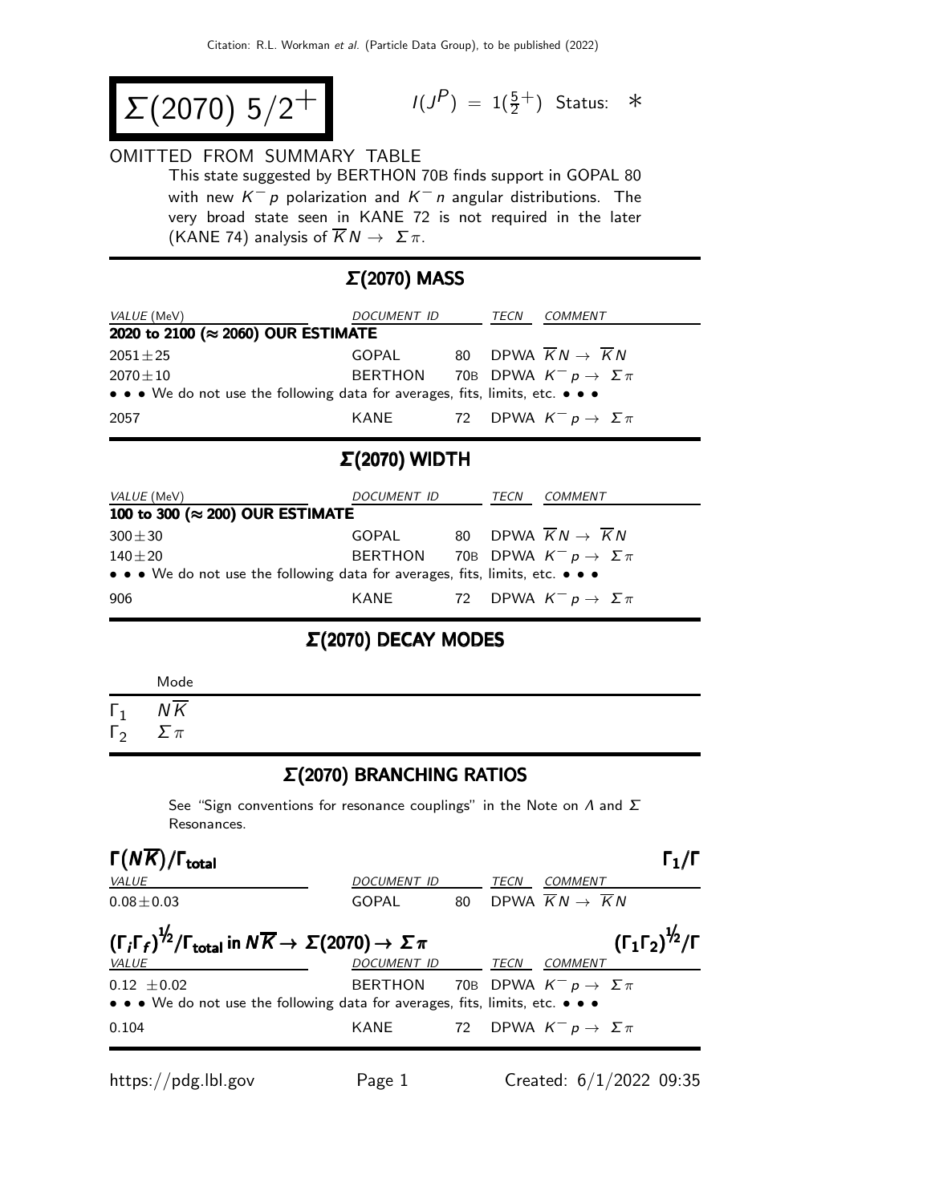# $\Sigma(2070)$ $5/2^+$

$I(J^P) = 1(\frac{5}{2}^+)$ Status: $*$

OMITTED FROM SUMMARY TABLE

This state suggested by BERTHON 70B finds support in GOPAL 80 with new $K^- p$ polarization and $K^- n$ angular distributions. The very broad state seen in KANE 72 is not required in the later (KANE 74) analysis of $\overline{K}N \to \Sigma\pi$.

## $\Sigma$(2070) MASS

| VALUE (MeV) | DOCUMENT ID | | TECN | COMMENT |
|---|---|---|---|---|
| **2020 to 2100 ($\approx$ 2060) OUR ESTIMATE** | | | | |
| $2051 \pm 25$ | GOPAL | 80 | DPWA | $\overline{K}N \to \overline{K}N$ |
| $2070 \pm 10$ | BERTHON | 70B | DPWA | $K^- p \to \Sigma\pi$ |
| • • • We do not use the following data for averages, fits, limits, etc. • • • | | | | |
| 2057 | KANE | 72 | DPWA | $K^- p \to \Sigma\pi$ |

## $\Sigma$(2070) WIDTH

| VALUE (MeV) | DOCUMENT ID | | TECN | COMMENT |
|---|---|---|---|---|
| **100 to 300 ($\approx$ 200) OUR ESTIMATE** | | | | |
| $300 \pm 30$ | GOPAL | 80 | DPWA | $\overline{K}N \to \overline{K}N$ |
| $140 \pm 20$ | BERTHON | 70B | DPWA | $K^- p \to \Sigma\pi$ |
| • • • We do not use the following data for averages, fits, limits, etc. • • • | | | | |
| 906 | KANE | 72 | DPWA | $K^- p \to \Sigma\pi$ |

## $\Sigma$(2070) DECAY MODES

| | Mode |
|---|---|
| $\Gamma_1$ | $N\overline{K}$ |
| $\Gamma_2$ | $\Sigma\pi$ |

## $\Sigma$(2070) BRANCHING RATIOS

See "Sign conventions for resonance couplings" in the Note on $\Lambda$ and $\Sigma$ Resonances.

### $\Gamma(N\overline{K})/\Gamma_{\text{total}}$ — $\Gamma_1/\Gamma$

| VALUE | DOCUMENT ID | | TECN | COMMENT |
|---|---|---|---|---|
| $0.08 \pm 0.03$ | GOPAL | 80 | DPWA | $\overline{K}N \to \overline{K}N$ |

### $(\Gamma_i\Gamma_f)^{1/2}/\Gamma_{\text{total}}$ in $N\overline{K} \to \Sigma(2070) \to \Sigma\pi$ — $(\Gamma_1\Gamma_2)^{1/2}/\Gamma$

| VALUE | DOCUMENT ID | | TECN | COMMENT |
|---|---|---|---|---|
| $0.12 \pm 0.02$ | BERTHON | 70B | DPWA | $K^- p \to \Sigma\pi$ |
| • • • We do not use the following data for averages, fits, limits, etc. • • • | | | | |
| 0.104 | KANE | 72 | DPWA | $K^- p \to \Sigma\pi$ |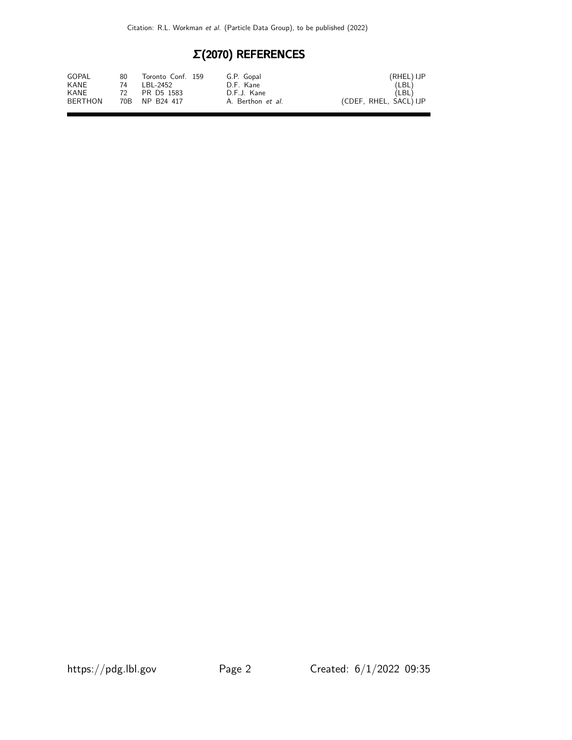# Σ(2070) REFERENCES

| | | | | |
|---|---|---|---|---|
| GOPAL | 80 | Toronto Conf. 159 | G.P. Gopal | (RHEL) IJP |
| KANE | 74 | LBL-2452 | D.F. Kane | (LBL) |
| KANE | 72 | PR D5 1583 | D.F.J. Kane | (LBL) |
| BERTHON | 70B | NP B24 417 | A. Berthon *et al.* | (CDEF, RHEL, SACL) IJP |